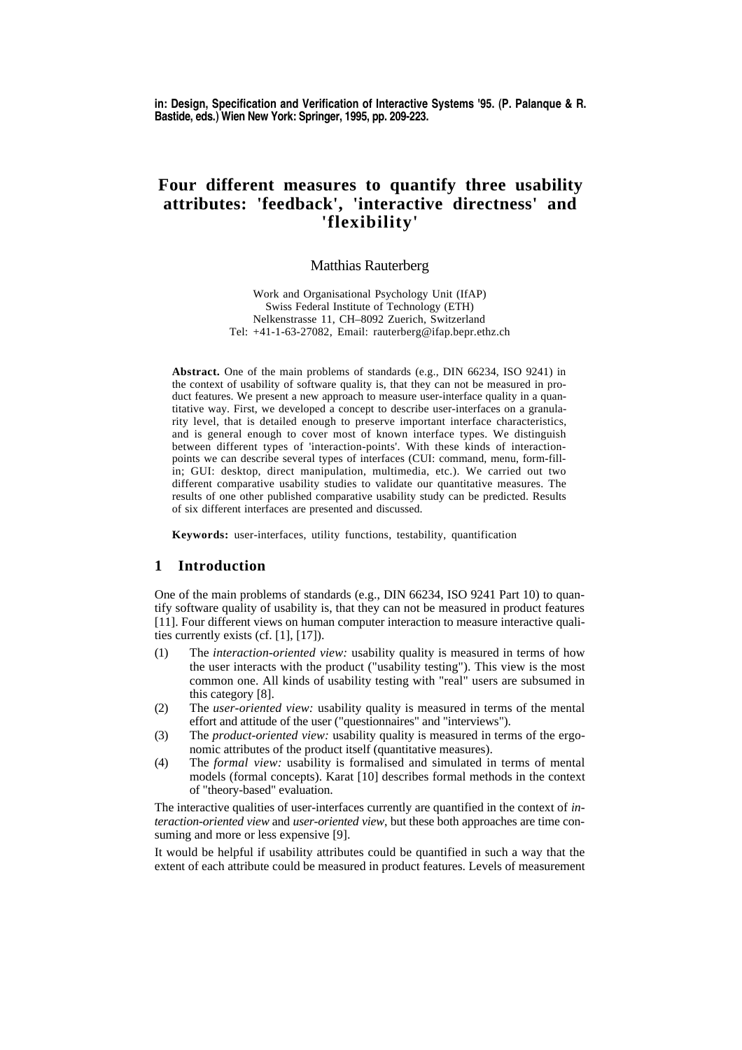**in: Design, Specification and Verification of Interactive Systems '95. (P. Palanque & R. Bastide, eds.) Wien New York: Springer, 1995, pp. 209-223.**

# Four different measures to quantify three usability attributes: 'feedback', 'interactive directness' and 'flexibility'

Matthias Rauterberg

Work and Organisational Psychology Unit (IfAP)
Swiss Federal Institute of Technology (ETH)
Nelkenstrasse 11, CH–8092 Zuerich, Switzerland
Tel: +41-1-63-27082, Email: rauterberg@ifap.bepr.ethz.ch

**Abstract.** One of the main problems of standards (e.g., DIN 66234, ISO 9241) in the context of usability of software quality is, that they can not be measured in product features. We present a new approach to measure user-interface quality in a quantitative way. First, we developed a concept to describe user-interfaces on a granularity level, that is detailed enough to preserve important interface characteristics, and is general enough to cover most of known interface types. We distinguish between different types of 'interaction-points'. With these kinds of interaction-points we can describe several types of interfaces (CUI: command, menu, form-fill-in; GUI: desktop, direct manipulation, multimedia, etc.). We carried out two different comparative usability studies to validate our quantitative measures. The results of one other published comparative usability study can be predicted. Results of six different interfaces are presented and discussed.

**Keywords:** user-interfaces, utility functions, testability, quantification

## 1 Introduction

One of the main problems of standards (e.g., DIN 66234, ISO 9241 Part 10) to quantify software quality of usability is, that they can not be measured in product features [11]. Four different views on human computer interaction to measure interactive qualities currently exists (cf. [1], [17]).

(1) The *interaction-oriented view:* usability quality is measured in terms of how the user interacts with the product ("usability testing"). This view is the most common one. All kinds of usability testing with "real" users are subsumed in this category [8].

(2) The *user-oriented view:* usability quality is measured in terms of the mental effort and attitude of the user ("questionnaires" and "interviews").

(3) The *product-oriented view:* usability quality is measured in terms of the ergonomic attributes of the product itself (quantitative measures).

(4) The *formal view:* usability is formalised and simulated in terms of mental models (formal concepts). Karat [10] describes formal methods in the context of "theory-based" evaluation.

The interactive qualities of user-interfaces currently are quantified in the context of *interaction-oriented view* and *user-oriented view*, but these both approaches are time consuming and more or less expensive [9].

It would be helpful if usability attributes could be quantified in such a way that the extent of each attribute could be measured in product features. Levels of measurement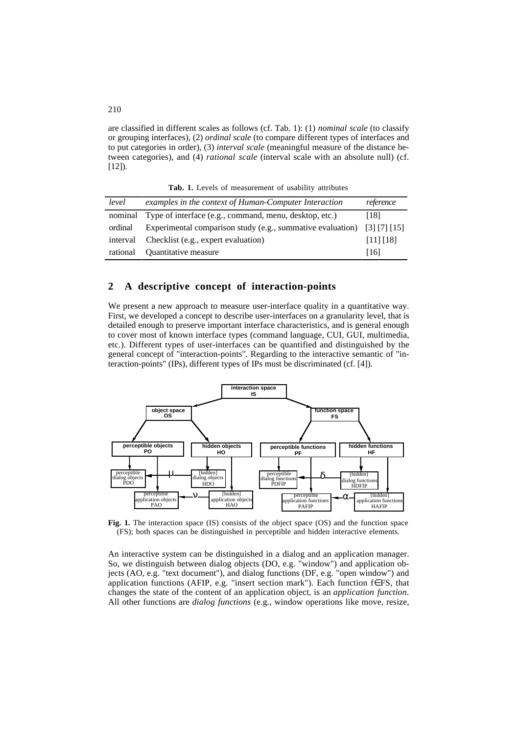are classified in different scales as follows (cf. Tab. 1): (1) *nominal scale* (to classify or grouping interfaces), (2) *ordinal scale* (to compare different types of interfaces and to put categories in order), (3) *interval scale* (meaningful measure of the distance between categories), and (4) *rational scale* (interval scale with an absolute null) (cf. [12]).

**Tab. 1.** Levels of measurement of usability attributes

| *level* | *examples in the context of Human-Computer Interaction* | *reference* |
|---|---|---|
| nominal | Type of interface (e.g., command, menu, desktop, etc.) | [18] |
| ordinal | Experimental comparison study (e.g., summative evaluation) | [3] [7] [15] |
| interval | Checklist (e.g., expert evaluation) | [11] [18] |
| rational | Quantitative measure | [16] |

## 2 A descriptive concept of interaction-points

We present a new approach to measure user-interface quality in a quantitative way. First, we developed a concept to describe user-interfaces on a granularity level, that is detailed enough to preserve important interface characteristics, and is general enough to cover most of known interface types (command language, CUI, GUI, multimedia, etc.). Different types of user-interfaces can be quantified and distinguished by the general concept of "interaction-points". Regarding to the interactive semantic of "interaction-points" (IPs), different types of IPs must be discriminated (cf. [4]).

**Fig. 1.** The interaction space (IS) consists of the object space (OS) and the function space (FS); both spaces can be distinguished in perceptible and hidden interactive elements.

An interactive system can be distinguished in a dialog and an application manager. So, we distinguish between dialog objects (DO, e.g. "window") and application objects (AO, e.g. "text document"), and dialog functions (DF, e.g. "open window") and application functions (AFIP, e.g. "insert section mark"). Each function $f \in FS$, that changes the state of the content of an application object, is an *application function*. All other functions are *dialog functions* (e.g., window operations like move, resize,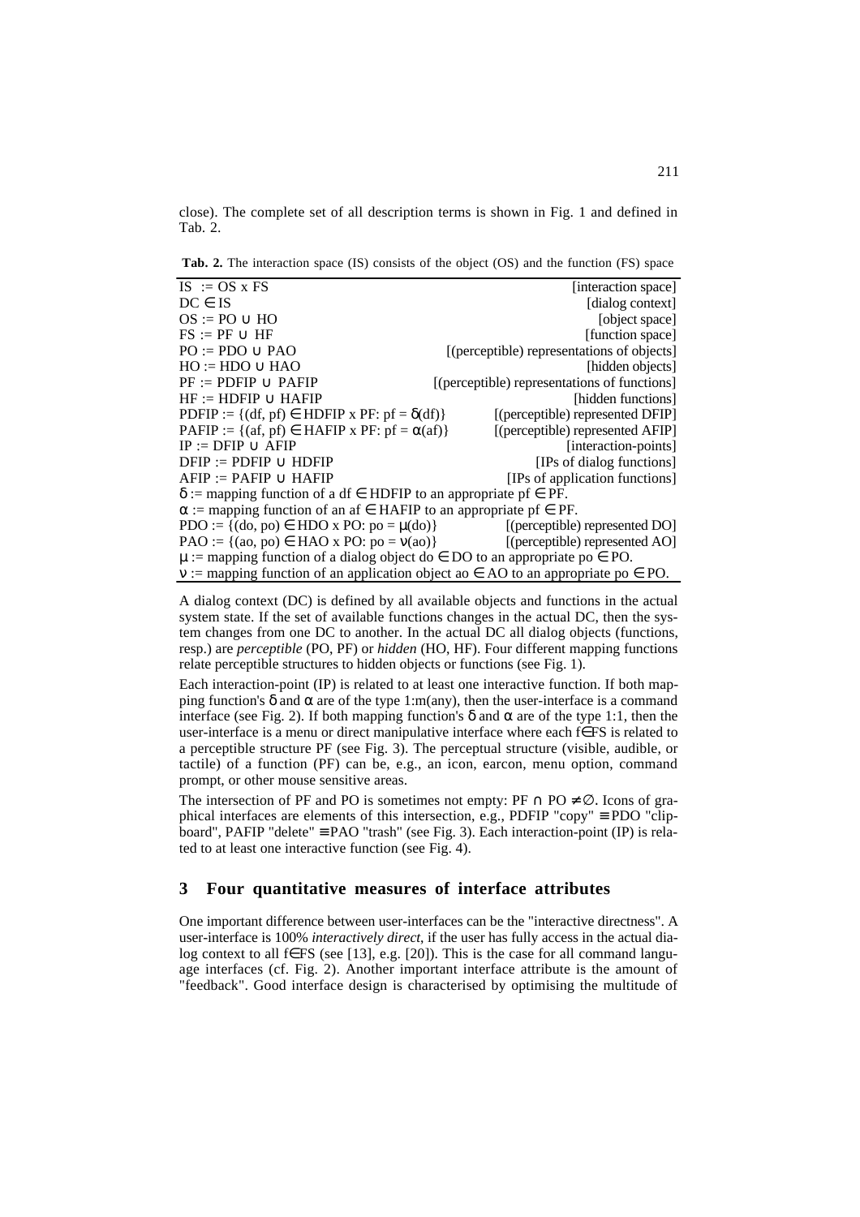close). The complete set of all description terms is shown in Fig. 1 and defined in Tab. 2.

**Tab. 2.** The interaction space (IS) consists of the object (OS) and the function (FS) space

| Definition | Description |
|---|---|
| IS := OS x FS | [interaction space] |
| DC ∈ IS | [dialog context] |
| OS := PO ∪ HO | [object space] |
| FS := PF ∪ HF | [function space] |
| PO := PDO ∪ PAO | [(perceptible) representations of objects] |
| HO := HDO ∪ HAO | [hidden objects] |
| PF := PDFIP ∪ PAFIP | [(perceptible) representations of functions] |
| HF := HDFIP ∪ HAFIP | [hidden functions] |
| PDFIP := {(df, pf) ∈ HDFIP x PF: pf = δ(df)} | [(perceptible) represented DFIP] |
| PAFIP := {(af, pf) ∈ HAFIP x PF: pf = α(af)} | [(perceptible) represented AFIP] |
| IP := DFIP ∪ AFIP | [interaction-points] |
| DFIP := PDFIP ∪ HDFIP | [IPs of dialog functions] |
| AFIP := PAFIP ∪ HAFIP | [IPs of application functions] |
| δ := mapping function of a df ∈ HDFIP to an appropriate pf ∈ PF. | |
| α := mapping function of an af ∈ HAFIP to an appropriate pf ∈ PF. | |
| PDO := {(do, po) ∈ HDO x PO: po = μ(do)} | [(perceptible) represented DO] |
| PAO := {(ao, po) ∈ HAO x PO: po = ν(ao)} | [(perceptible) represented AO] |
| μ := mapping function of a dialog object do ∈ DO to an appropriate po ∈ PO. | |
| ν := mapping function of an application object ao ∈ AO to an appropriate po ∈ PO. | |

A dialog context (DC) is defined by all available objects and functions in the actual system state. If the set of available functions changes in the actual DC, then the system changes from one DC to another. In the actual DC all dialog objects (functions, resp.) are *perceptible* (PO, PF) or *hidden* (HO, HF). Four different mapping functions relate perceptible structures to hidden objects or functions (see Fig. 1).

Each interaction-point (IP) is related to at least one interactive function. If both mapping function's δ and α are of the type 1:m(any), then the user-interface is a command interface (see Fig. 2). If both mapping function's δ and α are of the type 1:1, then the user-interface is a menu or direct manipulative interface where each f∈FS is related to a perceptible structure PF (see Fig. 3). The perceptual structure (visible, audible, or tactile) of a function (PF) can be, e.g., an icon, earcon, menu option, command prompt, or other mouse sensitive areas.

The intersection of PF and PO is sometimes not empty: PF ∩ PO ≠ ∅. Icons of graphical interfaces are elements of this intersection, e.g., PDFIP "copy" ≡ PDO "clipboard", PAFIP "delete" ≡ PAO "trash" (see Fig. 3). Each interaction-point (IP) is related to at least one interactive function (see Fig. 4).

## 3 Four quantitative measures of interface attributes

One important difference between user-interfaces can be the "interactive directness". A user-interface is 100% *interactively direct*, if the user has fully access in the actual dialog context to all f∈FS (see [13], e.g. [20]). This is the case for all command language interfaces (cf. Fig. 2). Another important interface attribute is the amount of "feedback". Good interface design is characterised by optimising the multitude of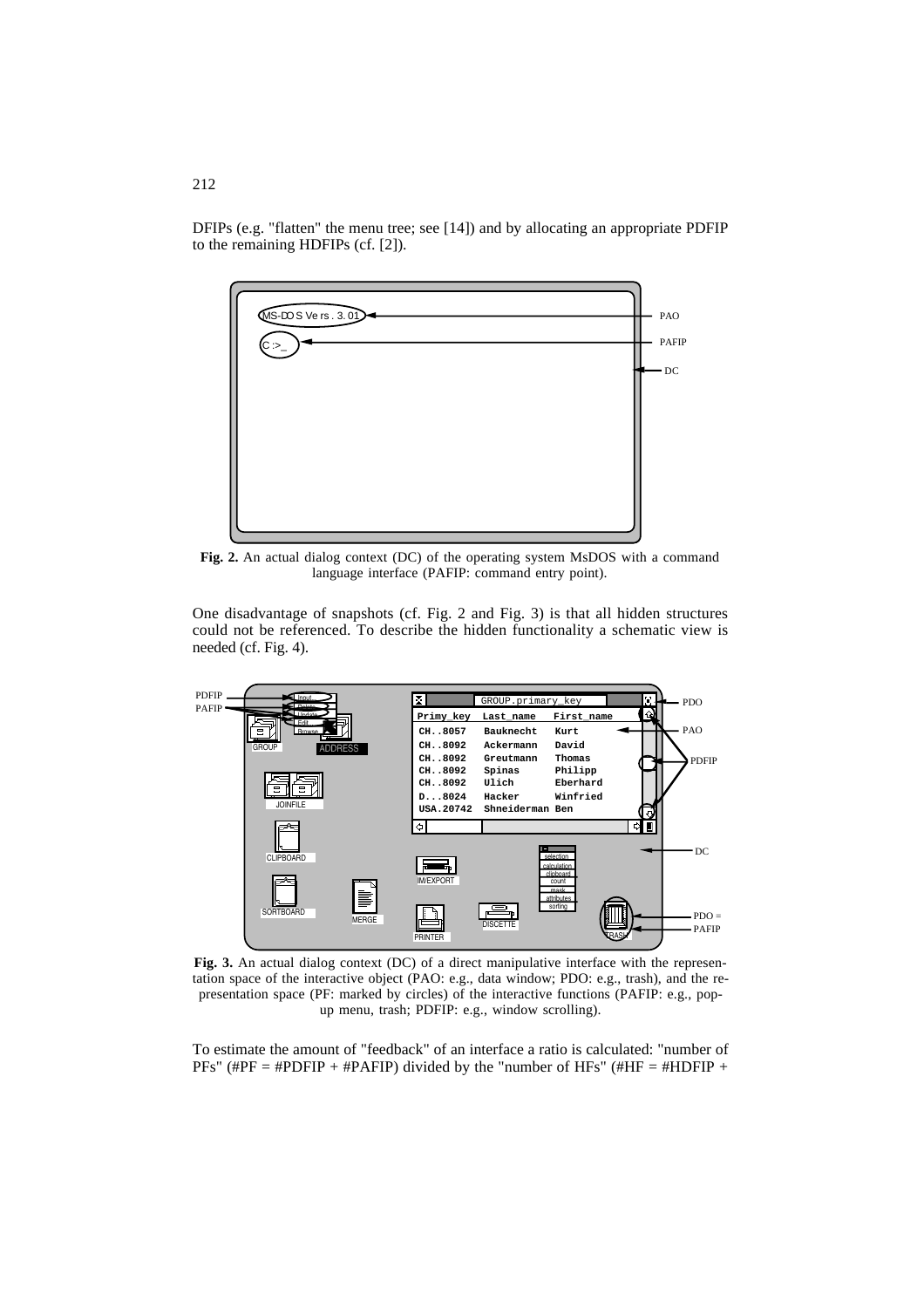DFIPs (e.g. "flatten" the menu tree; see [14]) and by allocating an appropriate PDFIP to the remaining HDFIPs (cf. [2]).

**Fig. 2.** An actual dialog context (DC) of the operating system MsDOS with a command language interface (PAFIP: command entry point).

One disadvantage of snapshots (cf. Fig. 2 and Fig. 3) is that all hidden structures could not be referenced. To describe the hidden functionality a schematic view is needed (cf. Fig. 4).

**Fig. 3.** An actual dialog context (DC) of a direct manipulative interface with the representation space of the interactive object (PAO: e.g., data window; PDO: e.g., trash), and the representation space (PF: marked by circles) of the interactive functions (PAFIP: e.g., pop-up menu, trash; PDFIP: e.g., window scrolling).

To estimate the amount of "feedback" of an interface a ratio is calculated: "number of PFs" (#PF = #PDFIP + #PAFIP) divided by the "number of HFs" (#HF = #HDFIP +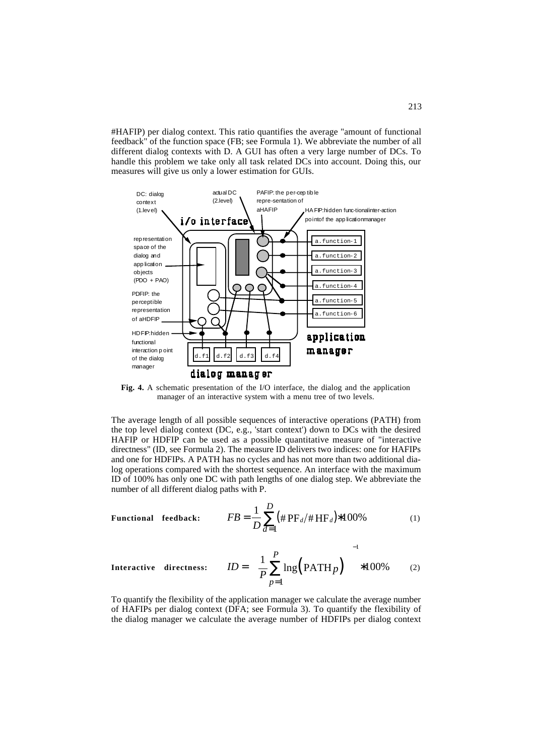#HAFIP) per dialog context. This ratio quantifies the average "amount of functional feedback" of the function space (FB; see Formula 1). We abbreviate the number of all different dialog contexts with D. A GUI has often a very large number of DCs. To handle this problem we take only all task related DCs into account. Doing this, our measures will give us only a lower estimation for GUIs.

**Fig. 4.** A schematic presentation of the I/O interface, the dialog and the application manager of an interactive system with a menu tree of two levels.

The average length of all possible sequences of interactive operations (PATH) from the top level dialog context (DC, e.g., 'start context') down to DCs with the desired HAFIP or HDFIP can be used as a possible quantitative measure of "interactive directness" (ID, see Formula 2). The measure ID delivers two indices: one for HAFIPs and one for HDFIPs. A PATH has no cycles and has not more than two additional dialog operations compared with the shortest sequence. An interface with the maximum ID of 100% has only one DC with path lengths of one dialog step. We abbreviate the number of all different dialog paths with P.

**Functional feedback:**

$$FB = \frac{1}{D}\sum_{d=1}^{D}\left(\#\,\mathrm{PF}_d / \#\,\mathrm{HF}_d\right) * 100\% \qquad (1)$$

**Interactive directness:**

$$ID = \left(\frac{1}{P}\sum_{p=1}^{P}\mathrm{lng}\left(\mathrm{PATH}_p\right)\right)^{-1} * 100\% \qquad (2)$$

To quantify the flexibility of the application manager we calculate the average number of HAFIPs per dialog context (DFA; see Formula 3). To quantify the flexibility of the dialog manager we calculate the average number of HDFIPs per dialog context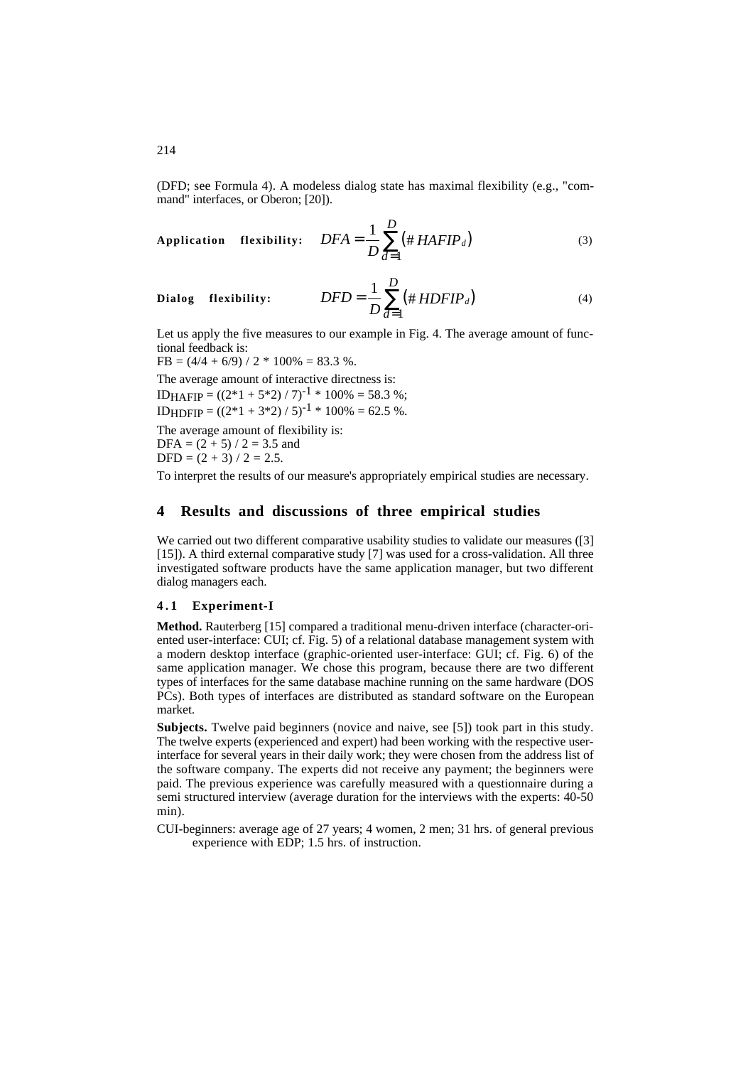(DFD; see Formula 4). A modeless dialog state has maximal flexibility (e.g., "command" interfaces, or Oberon; [20]).

**Application flexibility:**

$$DFA = \frac{1}{D}\sum_{d=1}^{D}(\# HAFIP_d) \tag{3}$$

**Dialog flexibility:**

$$DFD = \frac{1}{D}\sum_{d=1}^{D}(\# HDFIP_d) \tag{4}$$

Let us apply the five measures to our example in Fig. 4. The average amount of functional feedback is:

$FB = (4/4 + 6/9) / 2 * 100\% = 83.3\ \%$.

The average amount of interactive directness is:

$ID_{HAFIP} = ((2*1 + 5*2) / 7)^{-1} * 100\% = 58.3\ \%$;

$ID_{HDFIP} = ((2*1 + 3*2) / 5)^{-1} * 100\% = 62.5\ \%$.

The average amount of flexibility is:

$DFA = (2 + 5) / 2 = 3.5$ and

$DFD = (2 + 3) / 2 = 2.5$.

To interpret the results of our measure's appropriately empirical studies are necessary.

## 4 Results and discussions of three empirical studies

We carried out two different comparative usability studies to validate our measures ([3] [15]). A third external comparative study [7] was used for a cross-validation. All three investigated software products have the same application manager, but two different dialog managers each.

### 4.1 Experiment-I

**Method.** Rauterberg [15] compared a traditional menu-driven interface (character-oriented user-interface: CUI; cf. Fig. 5) of a relational database management system with a modern desktop interface (graphic-oriented user-interface: GUI; cf. Fig. 6) of the same application manager. We chose this program, because there are two different types of interfaces for the same database machine running on the same hardware (DOS PCs). Both types of interfaces are distributed as standard software on the European market.

**Subjects.** Twelve paid beginners (novice and naive, see [5]) took part in this study. The twelve experts (experienced and expert) had been working with the respective user-interface for several years in their daily work; they were chosen from the address list of the software company. The experts did not receive any payment; the beginners were paid. The previous experience was carefully measured with a questionnaire during a semi structured interview (average duration for the interviews with the experts: 40-50 min).

CUI-beginners: average age of 27 years; 4 women, 2 men; 31 hrs. of general previous experience with EDP; 1.5 hrs. of instruction.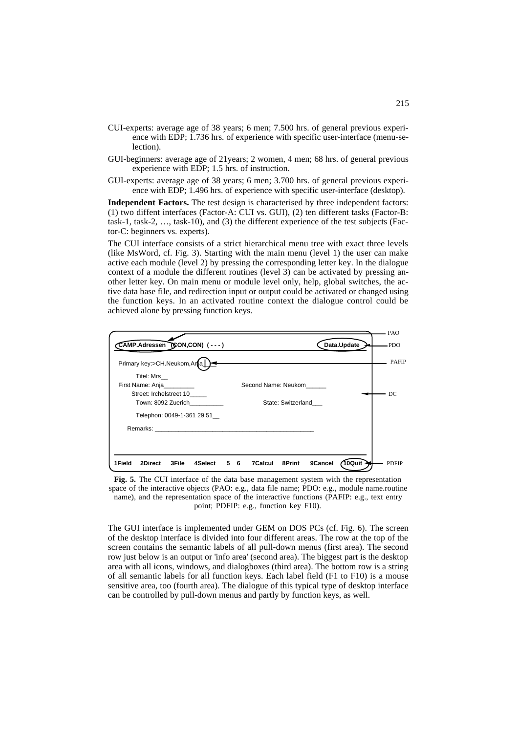CUI-experts: average age of 38 years; 6 men; 7.500 hrs. of general previous experience with EDP; 1.736 hrs. of experience with specific user-interface (menu-selection).

GUI-beginners: average age of 21years; 2 women, 4 men; 68 hrs. of general previous experience with EDP; 1.5 hrs. of instruction.

GUI-experts: average age of 38 years; 6 men; 3.700 hrs. of general previous experience with EDP; 1.496 hrs. of experience with specific user-interface (desktop).

**Independent Factors.** The test design is characterised by three independent factors: (1) two diffent interfaces (Factor-A: CUI vs. GUI), (2) ten different tasks (Factor-B: task-1, task-2, …, task-10), and (3) the different experience of the test subjects (Factor-C: beginners vs. experts).

The CUI interface consists of a strict hierarchical menu tree with exact three levels (like MsWord, cf. Fig. 3). Starting with the main menu (level 1) the user can make active each module (level 2) by pressing the corresponding letter key. In the dialogue context of a module the different routines (level 3) can be activated by pressing another letter key. On main menu or module level only, help, global switches, the active data base file, and redirection input or output could be activated or changed using the function keys. In an activated routine context the dialogue control could be achieved alone by pressing function keys.

```
CAMP.Adressen (CON,CON) ( - - - )                              Data.Update      PAO
                                                                                PDO
Primary key:>CH.Neukom,Anja|__                                                  PAFIP

    Titel: Mrs__
First Name: Anja_________              Second Name: Neukom______
    Street: Irchelstreet 10_____                                                DC
    Town: 8092 Zuerich__________            State: Switzerland___

    Telephon: 0049-1-361 29 51__

  Remarks: _______________________________________________

1Field  2Direct  3File  4Select  5  6  7Calcul  8Print  9Cancel  10Quit         PDFIP
```

**Fig. 5.** The CUI interface of the data base management system with the representation space of the interactive objects (PAO: e.g., data file name; PDO: e.g., module name.routine name), and the representation space of the interactive functions (PAFIP: e.g., text entry point; PDFIP: e.g., function key F10).

The GUI interface is implemented under GEM on DOS PCs (cf. Fig. 6). The screen of the desktop interface is divided into four different areas. The row at the top of the screen contains the semantic labels of all pull-down menus (first area). The second row just below is an output or 'info area' (second area). The biggest part is the desktop area with all icons, windows, and dialogboxes (third area). The bottom row is a string of all semantic labels for all function keys. Each label field (F1 to F10) is a mouse sensitive area, too (fourth area). The dialogue of this typical type of desktop interface can be controlled by pull-down menus and partly by function keys, as well.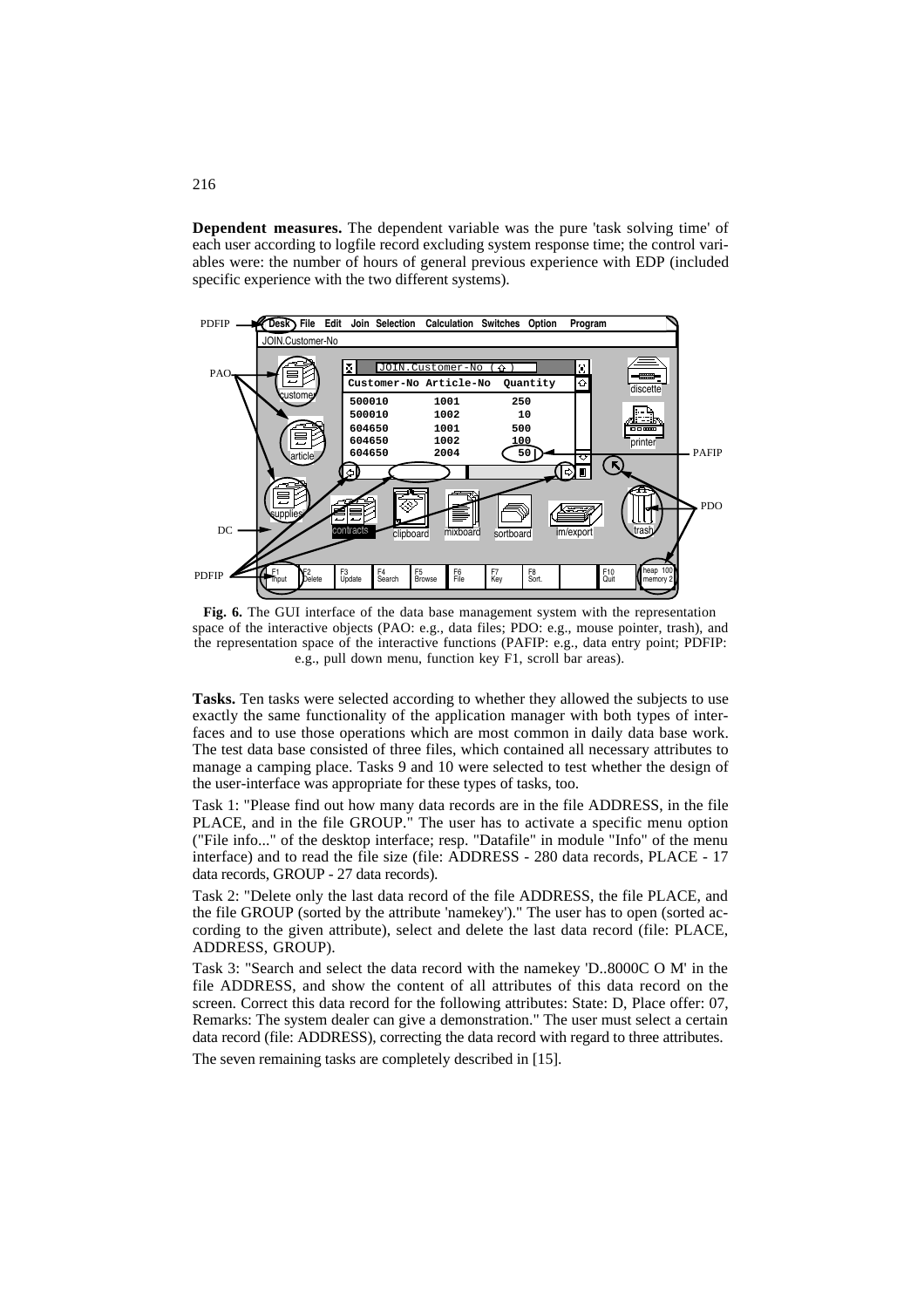**Dependent measures.** The dependent variable was the pure 'task solving time' of each user according to logfile record excluding system response time; the control variables were: the number of hours of general previous experience with EDP (included specific experience with the two different systems).

**Fig. 6.** The GUI interface of the data base management system with the representation space of the interactive objects (PAO: e.g., data files; PDO: e.g., mouse pointer, trash), and the representation space of the interactive functions (PAFIP: e.g., data entry point; PDFIP: e.g., pull down menu, function key F1, scroll bar areas).

**Tasks.** Ten tasks were selected according to whether they allowed the subjects to use exactly the same functionality of the application manager with both types of interfaces and to use those operations which are most common in daily data base work. The test data base consisted of three files, which contained all necessary attributes to manage a camping place. Tasks 9 and 10 were selected to test whether the design of the user-interface was appropriate for these types of tasks, too.

Task 1: "Please find out how many data records are in the file ADDRESS, in the file PLACE, and in the file GROUP." The user has to activate a specific menu option ("File info..." of the desktop interface; resp. "Datafile" in module "Info" of the menu interface) and to read the file size (file: ADDRESS - 280 data records, PLACE - 17 data records, GROUP - 27 data records).

Task 2: "Delete only the last data record of the file ADDRESS, the file PLACE, and the file GROUP (sorted by the attribute 'namekey')." The user has to open (sorted according to the given attribute), select and delete the last data record (file: PLACE, ADDRESS, GROUP).

Task 3: "Search and select the data record with the namekey 'D..8000C O M' in the file ADDRESS, and show the content of all attributes of this data record on the screen. Correct this data record for the following attributes: State: D, Place offer: 07, Remarks: The system dealer can give a demonstration." The user must select a certain data record (file: ADDRESS), correcting the data record with regard to three attributes.

The seven remaining tasks are completely described in [15].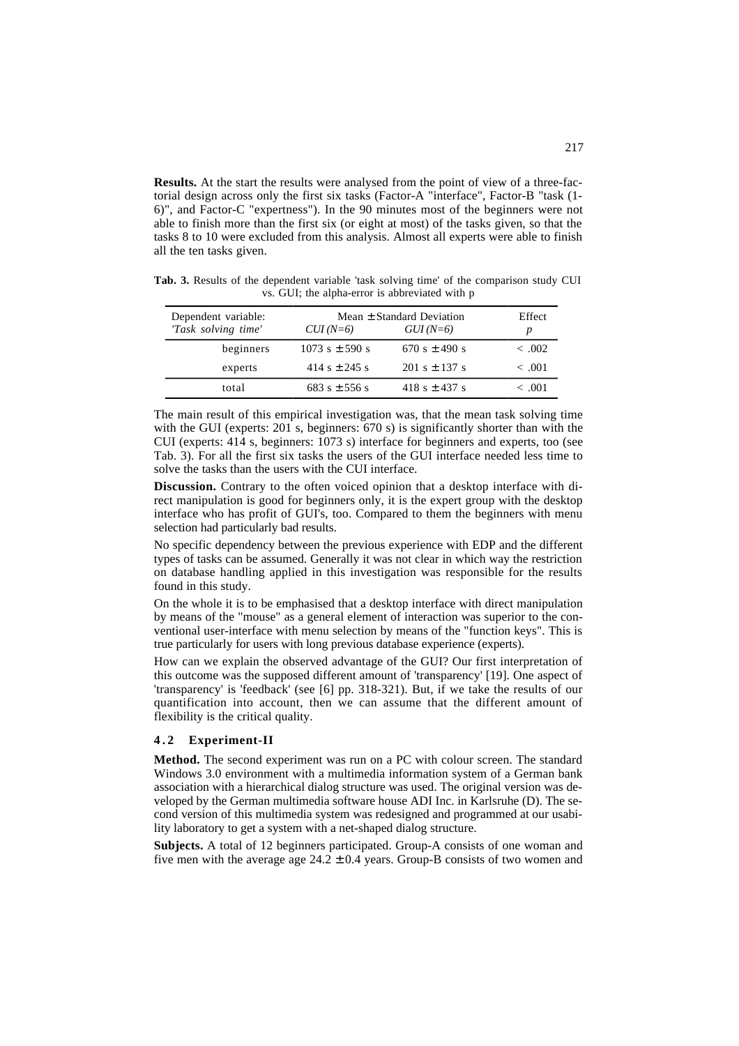**Results.** At the start the results were analysed from the point of view of a three-factorial design across only the first six tasks (Factor-A "interface", Factor-B "task (1-6)", and Factor-C "expertness"). In the 90 minutes most of the beginners were not able to finish more than the first six (or eight at most) of the tasks given, so that the tasks 8 to 10 were excluded from this analysis. Almost all experts were able to finish all the ten tasks given.

**Tab. 3.** Results of the dependent variable 'task solving time' of the comparison study CUI vs. GUI; the alpha-error is abbreviated with p

| Dependent variable: *'Task solving time'* | Mean ± Standard Deviation *CUI (N=6)* | *GUI (N=6)* | Effect *p* |
|---|---|---|---|
| beginners | 1073 s ± 590 s | 670 s ± 490 s | < .002 |
| experts | 414 s ± 245 s | 201 s ± 137 s | < .001 |
| total | 683 s ± 556 s | 418 s ± 437 s | < .001 |

The main result of this empirical investigation was, that the mean task solving time with the GUI (experts: 201 s, beginners: 670 s) is significantly shorter than with the CUI (experts: 414 s, beginners: 1073 s) interface for beginners and experts, too (see Tab. 3). For all the first six tasks the users of the GUI interface needed less time to solve the tasks than the users with the CUI interface.

**Discussion.** Contrary to the often voiced opinion that a desktop interface with direct manipulation is good for beginners only, it is the expert group with the desktop interface who has profit of GUI's, too. Compared to them the beginners with menu selection had particularly bad results.

No specific dependency between the previous experience with EDP and the different types of tasks can be assumed. Generally it was not clear in which way the restriction on database handling applied in this investigation was responsible for the results found in this study.

On the whole it is to be emphasised that a desktop interface with direct manipulation by means of the "mouse" as a general element of interaction was superior to the conventional user-interface with menu selection by means of the "function keys". This is true particularly for users with long previous database experience (experts).

How can we explain the observed advantage of the GUI? Our first interpretation of this outcome was the supposed different amount of 'transparency' [19]. One aspect of 'transparency' is 'feedback' (see [6] pp. 318-321). But, if we take the results of our quantification into account, then we can assume that the different amount of flexibility is the critical quality.

### 4.2 Experiment-II

**Method.** The second experiment was run on a PC with colour screen. The standard Windows 3.0 environment with a multimedia information system of a German bank association with a hierarchical dialog structure was used. The original version was developed by the German multimedia software house ADI Inc. in Karlsruhe (D). The second version of this multimedia system was redesigned and programmed at our usability laboratory to get a system with a net-shaped dialog structure.

**Subjects.** A total of 12 beginners participated. Group-A consists of one woman and five men with the average age 24.2 ± 0.4 years. Group-B consists of two women and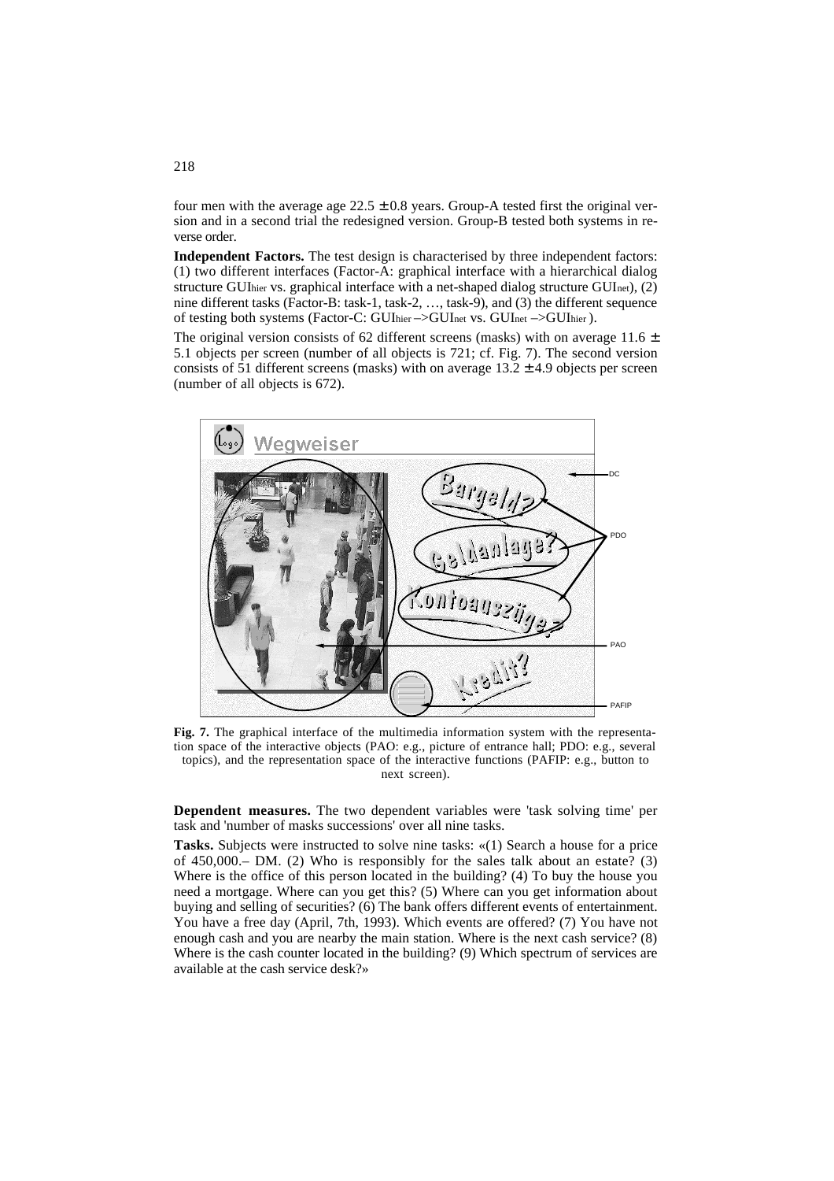four men with the average age 22.5 ± 0.8 years. Group-A tested first the original version and in a second trial the redesigned version. Group-B tested both systems in reverse order.

**Independent Factors.** The test design is characterised by three independent factors: (1) two different interfaces (Factor-A: graphical interface with a hierarchical dialog structure $GUI_{hier}$ vs. graphical interface with a net-shaped dialog structure $GUI_{net}$), (2) nine different tasks (Factor-B: task-1, task-2, …, task-9), and (3) the different sequence of testing both systems (Factor-C: $GUI_{hier}$ –>$GUI_{net}$ vs. $GUI_{net}$ –>$GUI_{hier}$ ).

The original version consists of 62 different screens (masks) with on average 11.6 ± 5.1 objects per screen (number of all objects is 721; cf. Fig. 7). The second version consists of 51 different screens (masks) with on average 13.2 ± 4.9 objects per screen (number of all objects is 672).

**Fig. 7.** The graphical interface of the multimedia information system with the representation space of the interactive objects (PAO: e.g., picture of entrance hall; PDO: e.g., several topics), and the representation space of the interactive functions (PAFIP: e.g., button to next screen).

**Dependent measures.** The two dependent variables were 'task solving time' per task and 'number of masks successions' over all nine tasks.

**Tasks.** Subjects were instructed to solve nine tasks: «(1) Search a house for a price of 450,000.– DM. (2) Who is responsibly for the sales talk about an estate? (3) Where is the office of this person located in the building? (4) To buy the house you need a mortgage. Where can you get this? (5) Where can you get information about buying and selling of securities? (6) The bank offers different events of entertainment. You have a free day (April, 7th, 1993). Which events are offered? (7) You have not enough cash and you are nearby the main station. Where is the next cash service? (8) Where is the cash counter located in the building? (9) Which spectrum of services are available at the cash service desk?»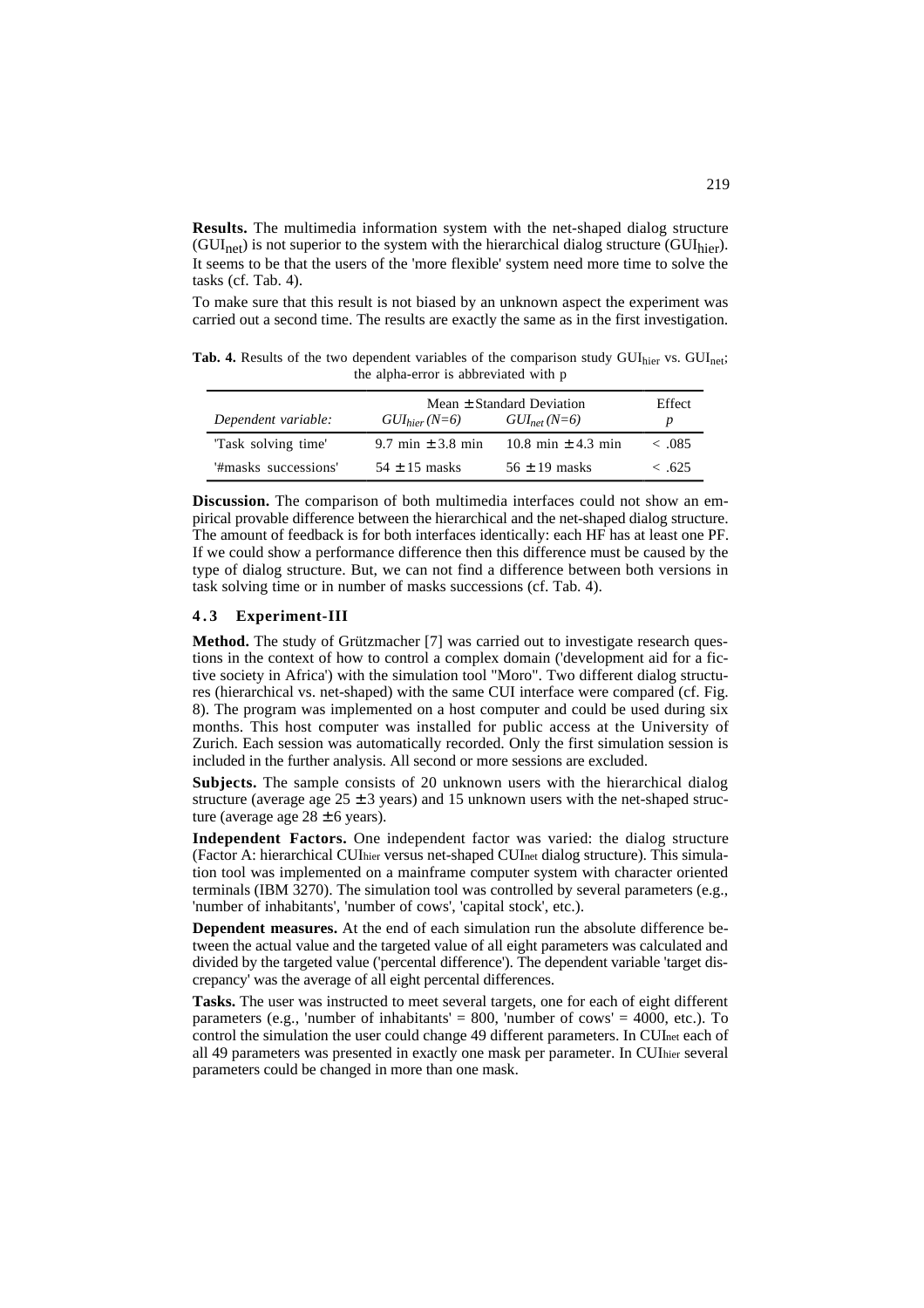**Results.** The multimedia information system with the net-shaped dialog structure ($GUI_{net}$) is not superior to the system with the hierarchical dialog structure ($GUI_{hier}$). It seems to be that the users of the 'more flexible' system need more time to solve the tasks (cf. Tab. 4).

To make sure that this result is not biased by an unknown aspect the experiment was carried out a second time. The results are exactly the same as in the first investigation.

**Tab. 4.** Results of the two dependent variables of the comparison study $GUI_{hier}$ vs. $GUI_{net}$; the alpha-error is abbreviated with p

| | Mean ± Standard Deviation | | Effect |
|---|---|---|---|
| *Dependent variable:* | $GUI_{hier}$ *(N=6)* | $GUI_{net}$ *(N=6)* | *p* |
| 'Task solving time' | 9.7 min ± 3.8 min | 10.8 min ± 4.3 min | < .085 |
| '#masks successions' | 54 ± 15 masks | 56 ± 19 masks | < .625 |

**Discussion.** The comparison of both multimedia interfaces could not show an empirical provable difference between the hierarchical and the net-shaped dialog structure. The amount of feedback is for both interfaces identically: each HF has at least one PF. If we could show a performance difference then this difference must be caused by the type of dialog structure. But, we can not find a difference between both versions in task solving time or in number of masks successions (cf. Tab. 4).

### 4.3 Experiment-III

**Method.** The study of Grützmacher [7] was carried out to investigate research questions in the context of how to control a complex domain ('development aid for a fictive society in Africa') with the simulation tool "Moro". Two different dialog structures (hierarchical vs. net-shaped) with the same CUI interface were compared (cf. Fig. 8). The program was implemented on a host computer and could be used during six months. This host computer was installed for public access at the University of Zurich. Each session was automatically recorded. Only the first simulation session is included in the further analysis. All second or more sessions are excluded.

**Subjects.** The sample consists of 20 unknown users with the hierarchical dialog structure (average age 25 ± 3 years) and 15 unknown users with the net-shaped structure (average age 28 ± 6 years).

**Independent Factors.** One independent factor was varied: the dialog structure (Factor A: hierarchical $CUI_{hier}$ versus net-shaped $CUI_{net}$ dialog structure). This simulation tool was implemented on a mainframe computer system with character oriented terminals (IBM 3270). The simulation tool was controlled by several parameters (e.g., 'number of inhabitants', 'number of cows', 'capital stock', etc.).

**Dependent measures.** At the end of each simulation run the absolute difference between the actual value and the targeted value of all eight parameters was calculated and divided by the targeted value ('percental difference'). The dependent variable 'target discrepancy' was the average of all eight percental differences.

**Tasks.** The user was instructed to meet several targets, one for each of eight different parameters (e.g., 'number of inhabitants' = 800, 'number of cows' = 4000, etc.). To control the simulation the user could change 49 different parameters. In $CUI_{net}$ each of all 49 parameters was presented in exactly one mask per parameter. In $CUI_{hier}$ several parameters could be changed in more than one mask.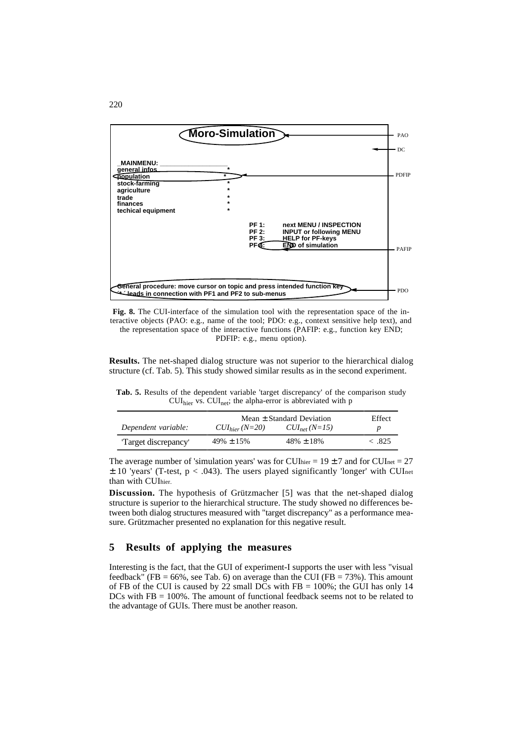Moro-Simulation

PAO

DC

MAINMENU:
general infos *
population *
stock-farming *
agriculture *
trade *
finances *
techical equipment *

PDFIP

PF 1: next MENU / INSPECTION
PF 2: INPUT or following MENU
PF 3: HELP for PF-keys
PF 4: END of simulation

PAFIP

General procedure: move cursor on topic and press intended function key
'*' leads in connection with PF1 and PF2 to sub-menus

PDO

**Fig. 8.** The CUI-interface of the simulation tool with the representation space of the interactive objects (PAO: e.g., name of the tool; PDO: e.g., context sensitive help text), and the representation space of the interactive functions (PAFIP: e.g., function key END; PDFIP: e.g., menu option).

**Results.** The net-shaped dialog structure was not superior to the hierarchical dialog structure (cf. Tab. 5). This study showed similar results as in the second experiment.

**Tab. 5.** Results of the dependent variable 'target discrepancy' of the comparison study $CUI_{hier}$ vs. $CUI_{net}$; the alpha-error is abbreviated with p

| | Mean ± Standard Deviation | | Effect |
|---|---|---|---|
| *Dependent variable:* | *$CUI_{hier}$ (N=20)* | *$CUI_{net}$ (N=15)* | *p* |
| 'Target discrepancy' | 49% ± 15% | 48% ± 18% | < .825 |

The average number of 'simulation years' was for $CUI_{hier}$ = 19 ± 7 and for $CUI_{net}$ = 27 ± 10 'years' (T-test, $p < .043$). The users played significantly 'longer' with $CUI_{net}$ than with $CUI_{hier}$.

**Discussion.** The hypothesis of Grützmacher [5] was that the net-shaped dialog structure is superior to the hierarchical structure. The study showed no differences between both dialog structures measured with "target discrepancy" as a performance measure. Grützmacher presented no explanation for this negative result.

## 5 Results of applying the measures

Interesting is the fact, that the GUI of experiment-I supports the user with less "visual feedback" (FB = 66%, see Tab. 6) on average than the CUI (FB = 73%). This amount of FB of the CUI is caused by 22 small DCs with FB = 100%; the GUI has only 14 DCs with FB = 100%. The amount of functional feedback seems not to be related to the advantage of GUIs. There must be another reason.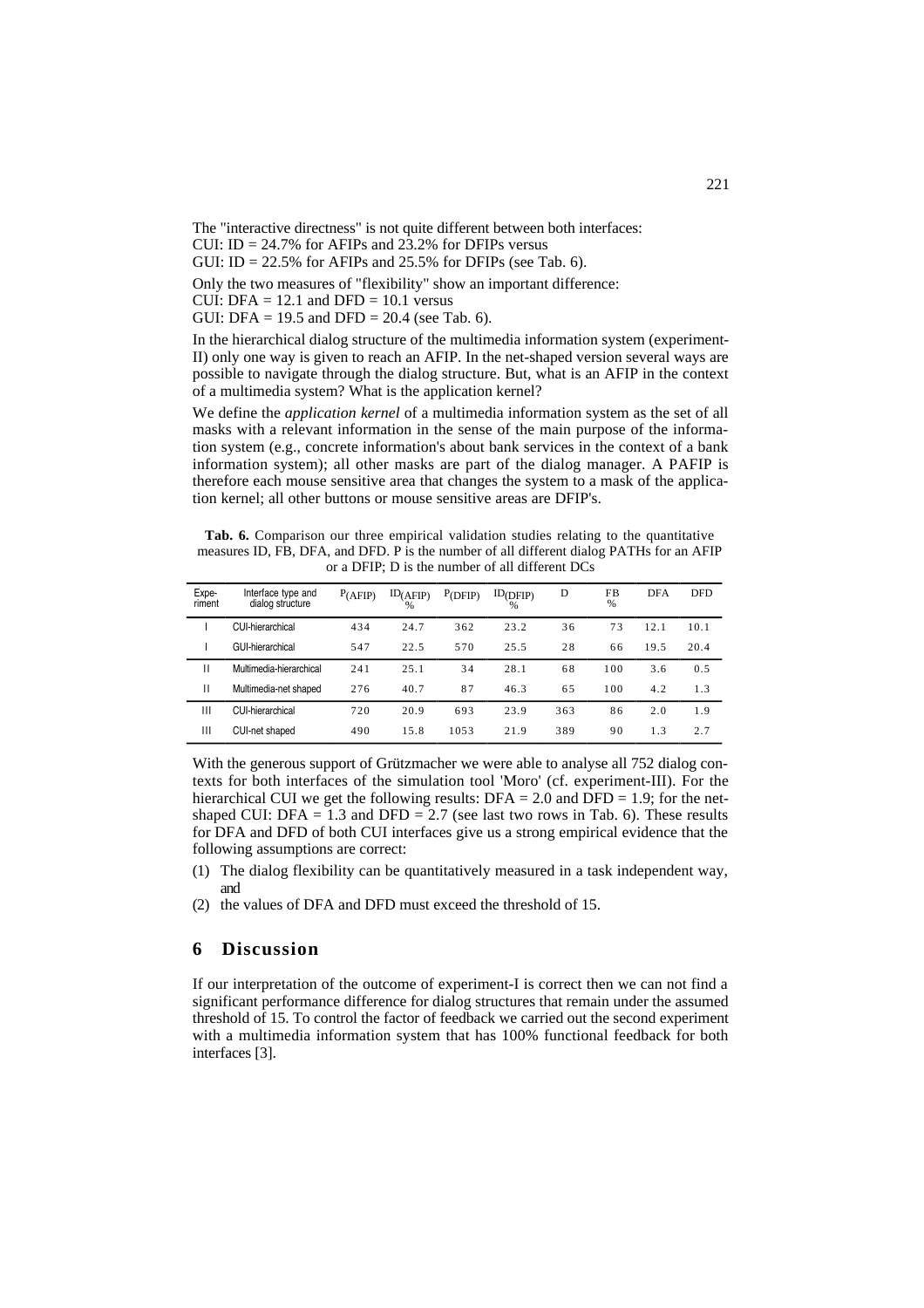The "interactive directness" is not quite different between both interfaces:
CUI: ID = 24.7% for AFIPs and 23.2% for DFIPs versus
GUI: ID = 22.5% for AFIPs and 25.5% for DFIPs (see Tab. 6).

Only the two measures of "flexibility" show an important difference:
CUI: DFA = 12.1 and DFD = 10.1 versus
GUI: DFA = 19.5 and DFD = 20.4 (see Tab. 6).

In the hierarchical dialog structure of the multimedia information system (experiment-II) only one way is given to reach an AFIP. In the net-shaped version several ways are possible to navigate through the dialog structure. But, what is an AFIP in the context of a multimedia system? What is the application kernel?

We define the *application kernel* of a multimedia information system as the set of all masks with a relevant information in the sense of the main purpose of the information system (e.g., concrete information's about bank services in the context of a bank information system); all other masks are part of the dialog manager. A PAFIP is therefore each mouse sensitive area that changes the system to a mask of the application kernel; all other buttons or mouse sensitive areas are DFIP's.

**Tab. 6.** Comparison our three empirical validation studies relating to the quantitative measures ID, FB, DFA, and DFD. P is the number of all different dialog PATHs for an AFIP or a DFIP; D is the number of all different DCs

| Experiment | Interface type and dialog structure | $P_{(AFIP)}$ | $ID_{(AFIP)}$ % | $P_{(DFIP)}$ | $ID_{(DFIP)}$ % | D | FB % | DFA | DFD |
|---|---|---|---|---|---|---|---|---|---|
| I | CUI-hierarchical | 434 | 24.7 | 362 | 23.2 | 36 | 73 | 12.1 | 10.1 |
| I | GUI-hierarchical | 547 | 22.5 | 570 | 25.5 | 28 | 66 | 19.5 | 20.4 |
| II | Multimedia-hierarchical | 241 | 25.1 | 34 | 28.1 | 68 | 100 | 3.6 | 0.5 |
| II | Multimedia-net shaped | 276 | 40.7 | 87 | 46.3 | 65 | 100 | 4.2 | 1.3 |
| III | CUI-hierarchical | 720 | 20.9 | 693 | 23.9 | 363 | 86 | 2.0 | 1.9 |
| III | CUI-net shaped | 490 | 15.8 | 1053 | 21.9 | 389 | 90 | 1.3 | 2.7 |

With the generous support of Grützmacher we were able to analyse all 752 dialog contexts for both interfaces of the simulation tool 'Moro' (cf. experiment-III). For the hierarchical CUI we get the following results: DFA = 2.0 and DFD = 1.9; for the net-shaped CUI: DFA = 1.3 and DFD = 2.7 (see last two rows in Tab. 6). These results for DFA and DFD of both CUI interfaces give us a strong empirical evidence that the following assumptions are correct:

(1) The dialog flexibility can be quantitatively measured in a task independent way, and
(2) the values of DFA and DFD must exceed the threshold of 15.

## 6 Discussion

If our interpretation of the outcome of experiment-I is correct then we can not find a significant performance difference for dialog structures that remain under the assumed threshold of 15. To control the factor of feedback we carried out the second experiment with a multimedia information system that has 100% functional feedback for both interfaces [3].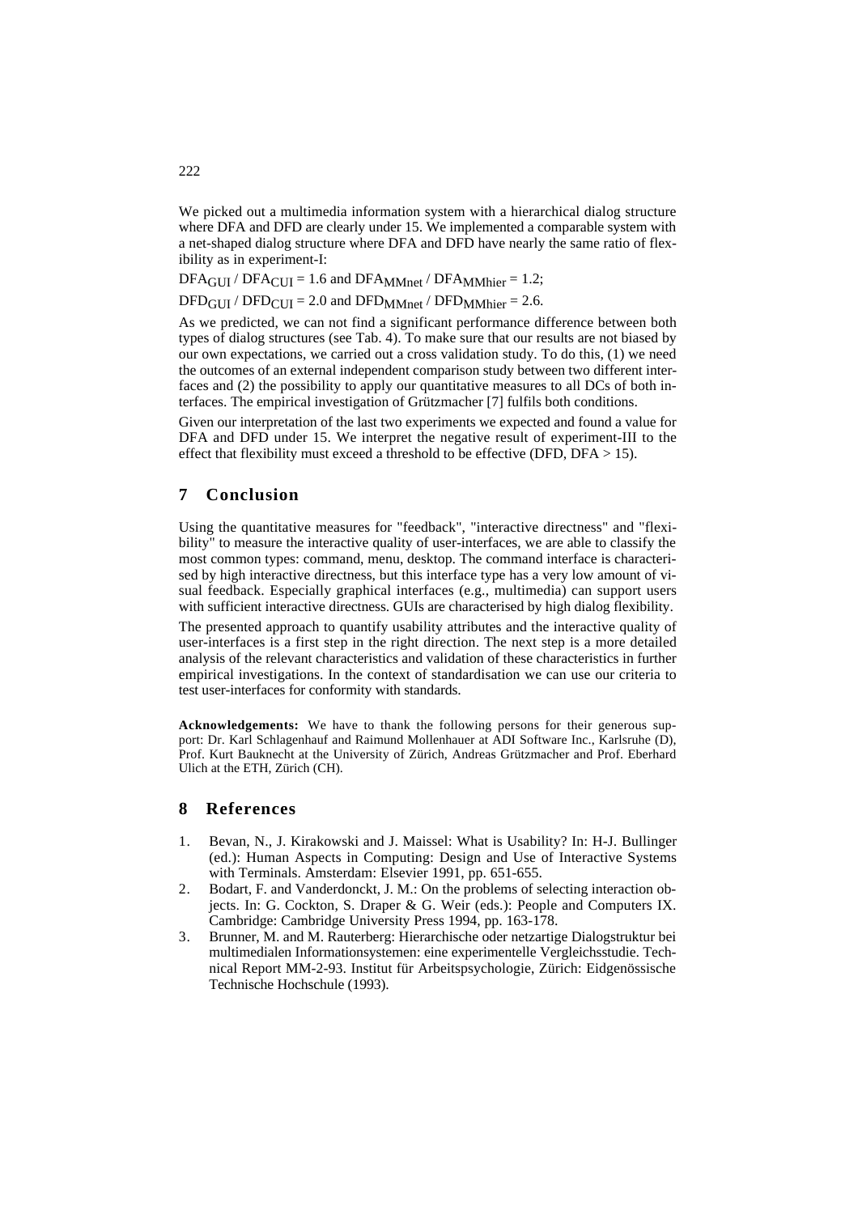We picked out a multimedia information system with a hierarchical dialog structure where DFA and DFD are clearly under 15. We implemented a comparable system with a net-shaped dialog structure where DFA and DFD have nearly the same ratio of flexibility as in experiment-I:

$DFA_{GUI} / DFA_{CUI} = 1.6$ and $DFA_{MMnet} / DFA_{MMhier} = 1.2$;

$DFD_{GUI} / DFD_{CUI} = 2.0$ and $DFD_{MMnet} / DFD_{MMhier} = 2.6$.

As we predicted, we can not find a significant performance difference between both types of dialog structures (see Tab. 4). To make sure that our results are not biased by our own expectations, we carried out a cross validation study. To do this, (1) we need the outcomes of an external independent comparison study between two different interfaces and (2) the possibility to apply our quantitative measures to all DCs of both interfaces. The empirical investigation of Grützmacher [7] fulfils both conditions.

Given our interpretation of the last two experiments we expected and found a value for DFA and DFD under 15. We interpret the negative result of experiment-III to the effect that flexibility must exceed a threshold to be effective (DFD, DFA > 15).

## 7 Conclusion

Using the quantitative measures for "feedback", "interactive directness" and "flexibility" to measure the interactive quality of user-interfaces, we are able to classify the most common types: command, menu, desktop. The command interface is characterised by high interactive directness, but this interface type has a very low amount of visual feedback. Especially graphical interfaces (e.g., multimedia) can support users with sufficient interactive directness. GUIs are characterised by high dialog flexibility.

The presented approach to quantify usability attributes and the interactive quality of user-interfaces is a first step in the right direction. The next step is a more detailed analysis of the relevant characteristics and validation of these characteristics in further empirical investigations. In the context of standardisation we can use our criteria to test user-interfaces for conformity with standards.

**Acknowledgements:** We have to thank the following persons for their generous support: Dr. Karl Schlagenhauf and Raimund Mollenhauer at ADI Software Inc., Karlsruhe (D), Prof. Kurt Bauknecht at the University of Zürich, Andreas Grützmacher and Prof. Eberhard Ulich at the ETH, Zürich (CH).

## 8 References

1. Bevan, N., J. Kirakowski and J. Maissel: What is Usability? In: H-J. Bullinger (ed.): Human Aspects in Computing: Design and Use of Interactive Systems with Terminals. Amsterdam: Elsevier 1991, pp. 651-655.
2. Bodart, F. and Vanderdonckt, J. M.: On the problems of selecting interaction objects. In: G. Cockton, S. Draper & G. Weir (eds.): People and Computers IX. Cambridge: Cambridge University Press 1994, pp. 163-178.
3. Brunner, M. and M. Rauterberg: Hierarchische oder netzartige Dialogstruktur bei multimedialen Informationsystemen: eine experimentelle Vergleichsstudie. Technical Report MM-2-93. Institut für Arbeitspsychologie, Zürich: Eidgenössische Technische Hochschule (1993).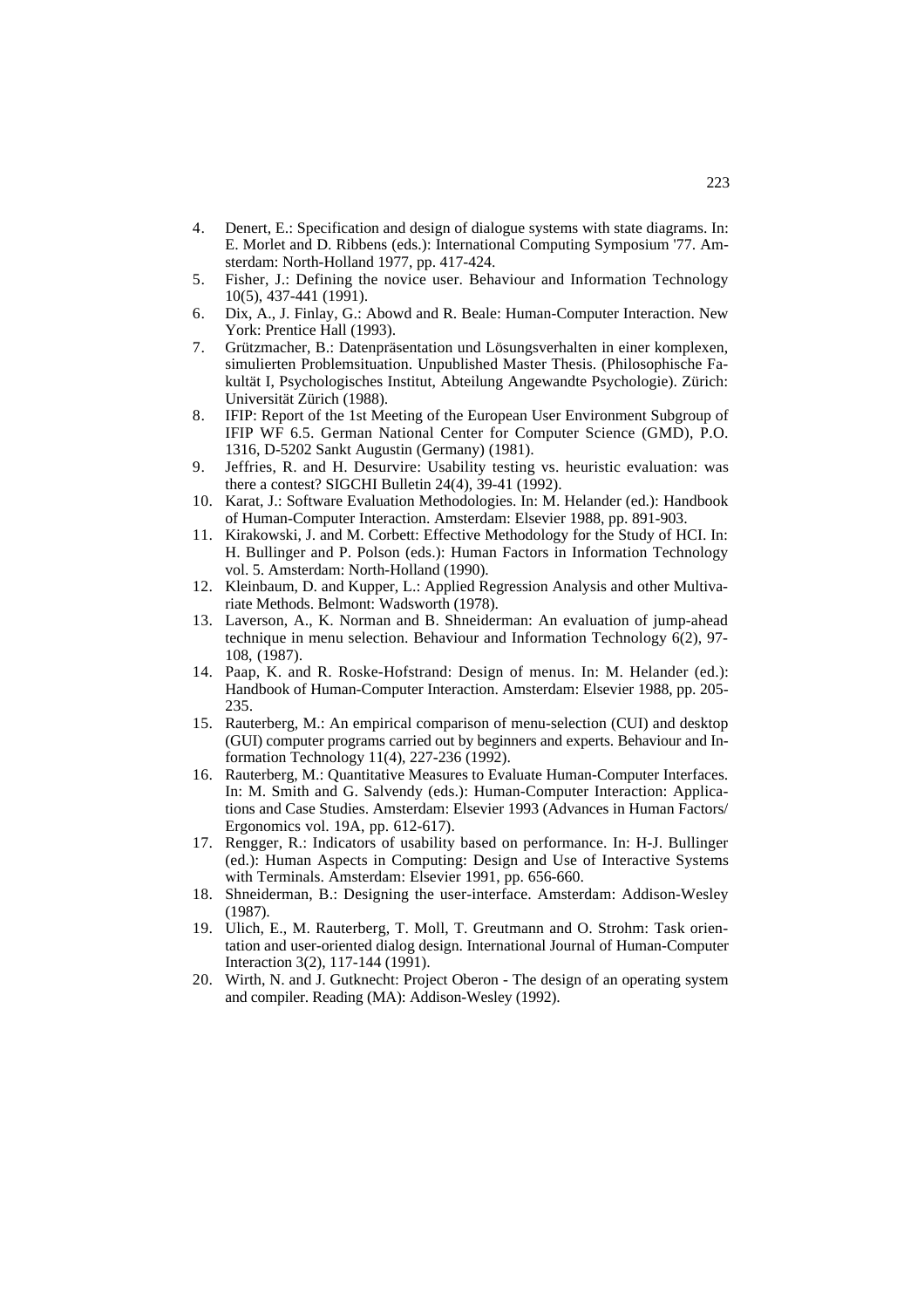4. Denert, E.: Specification and design of dialogue systems with state diagrams. In: E. Morlet and D. Ribbens (eds.): International Computing Symposium '77. Amsterdam: North-Holland 1977, pp. 417-424.
5. Fisher, J.: Defining the novice user. Behaviour and Information Technology 10(5), 437-441 (1991).
6. Dix, A., J. Finlay, G.: Abowd and R. Beale: Human-Computer Interaction. New York: Prentice Hall (1993).
7. Grützmacher, B.: Datenpräsentation und Lösungsverhalten in einer komplexen, simulierten Problemsituation. Unpublished Master Thesis. (Philosophische Fakultät I, Psychologisches Institut, Abteilung Angewandte Psychologie). Zürich: Universität Zürich (1988).
8. IFIP: Report of the 1st Meeting of the European User Environment Subgroup of IFIP WF 6.5. German National Center for Computer Science (GMD), P.O. 1316, D-5202 Sankt Augustin (Germany) (1981).
9. Jeffries, R. and H. Desurvire: Usability testing vs. heuristic evaluation: was there a contest? SIGCHI Bulletin 24(4), 39-41 (1992).
10. Karat, J.: Software Evaluation Methodologies. In: M. Helander (ed.): Handbook of Human-Computer Interaction. Amsterdam: Elsevier 1988, pp. 891-903.
11. Kirakowski, J. and M. Corbett: Effective Methodology for the Study of HCI. In: H. Bullinger and P. Polson (eds.): Human Factors in Information Technology vol. 5. Amsterdam: North-Holland (1990).
12. Kleinbaum, D. and Kupper, L.: Applied Regression Analysis and other Multivariate Methods. Belmont: Wadsworth (1978).
13. Laverson, A., K. Norman and B. Shneiderman: An evaluation of jump-ahead technique in menu selection. Behaviour and Information Technology 6(2), 97-108, (1987).
14. Paap, K. and R. Roske-Hofstrand: Design of menus. In: M. Helander (ed.): Handbook of Human-Computer Interaction. Amsterdam: Elsevier 1988, pp. 205-235.
15. Rauterberg, M.: An empirical comparison of menu-selection (CUI) and desktop (GUI) computer programs carried out by beginners and experts. Behaviour and Information Technology 11(4), 227-236 (1992).
16. Rauterberg, M.: Quantitative Measures to Evaluate Human-Computer Interfaces. In: M. Smith and G. Salvendy (eds.): Human-Computer Interaction: Applications and Case Studies. Amsterdam: Elsevier 1993 (Advances in Human Factors/ Ergonomics vol. 19A, pp. 612-617).
17. Rengger, R.: Indicators of usability based on performance. In: H-J. Bullinger (ed.): Human Aspects in Computing: Design and Use of Interactive Systems with Terminals. Amsterdam: Elsevier 1991, pp. 656-660.
18. Shneiderman, B.: Designing the user-interface. Amsterdam: Addison-Wesley (1987).
19. Ulich, E., M. Rauterberg, T. Moll, T. Greutmann and O. Strohm: Task orientation and user-oriented dialog design. International Journal of Human-Computer Interaction 3(2), 117-144 (1991).
20. Wirth, N. and J. Gutknecht: Project Oberon - The design of an operating system and compiler. Reading (MA): Addison-Wesley (1992).